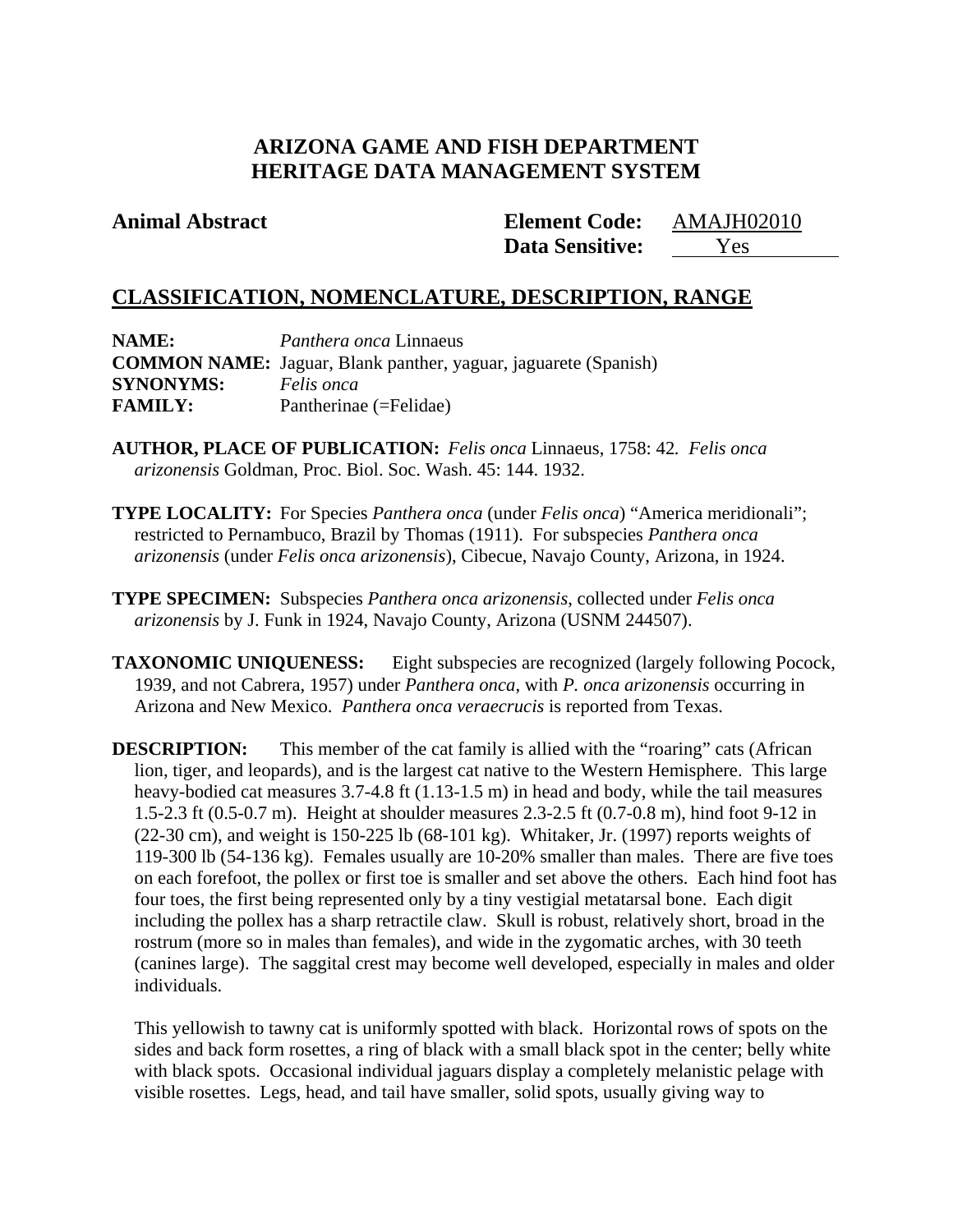# ARIZONA GAME AND FISH DEPARTMENT
# HERITAGE DATA MANAGEMENT SYSTEM

**Animal Abstract**

**Element Code:** AMAJH02010
**Data Sensitive:** Yes

## CLASSIFICATION, NOMENCLATURE, DESCRIPTION, RANGE

**NAME:** *Panthera onca* Linnaeus
**COMMON NAME:** Jaguar, Blank panther, yaguar, jaguarete (Spanish)
**SYNONYMS:** *Felis onca*
**FAMILY:** Pantherinae (=Felidae)

**AUTHOR, PLACE OF PUBLICATION:** *Felis onca* Linnaeus, 1758: 42. *Felis onca arizonensis* Goldman, Proc. Biol. Soc. Wash. 45: 144. 1932.

**TYPE LOCALITY:** For Species *Panthera onca* (under *Felis onca*) "America meridionali"; restricted to Pernambuco, Brazil by Thomas (1911). For subspecies *Panthera onca arizonensis* (under *Felis onca arizonensis*), Cibecue, Navajo County, Arizona, in 1924.

**TYPE SPECIMEN:** Subspecies *Panthera onca arizonensis*, collected under *Felis onca arizonensis* by J. Funk in 1924, Navajo County, Arizona (USNM 244507).

**TAXONOMIC UNIQUENESS:** Eight subspecies are recognized (largely following Pocock, 1939, and not Cabrera, 1957) under *Panthera onca*, with *P. onca arizonensis* occurring in Arizona and New Mexico. *Panthera onca veraecrucis* is reported from Texas.

**DESCRIPTION:** This member of the cat family is allied with the "roaring" cats (African lion, tiger, and leopards), and is the largest cat native to the Western Hemisphere. This large heavy-bodied cat measures 3.7-4.8 ft (1.13-1.5 m) in head and body, while the tail measures 1.5-2.3 ft (0.5-0.7 m). Height at shoulder measures 2.3-2.5 ft (0.7-0.8 m), hind foot 9-12 in (22-30 cm), and weight is 150-225 lb (68-101 kg). Whitaker, Jr. (1997) reports weights of 119-300 lb (54-136 kg). Females usually are 10-20% smaller than males. There are five toes on each forefoot, the pollex or first toe is smaller and set above the others. Each hind foot has four toes, the first being represented only by a tiny vestigial metatarsal bone. Each digit including the pollex has a sharp retractile claw. Skull is robust, relatively short, broad in the rostrum (more so in males than females), and wide in the zygomatic arches, with 30 teeth (canines large). The saggital crest may become well developed, especially in males and older individuals.

This yellowish to tawny cat is uniformly spotted with black. Horizontal rows of spots on the sides and back form rosettes, a ring of black with a small black spot in the center; belly white with black spots. Occasional individual jaguars display a completely melanistic pelage with visible rosettes. Legs, head, and tail have smaller, solid spots, usually giving way to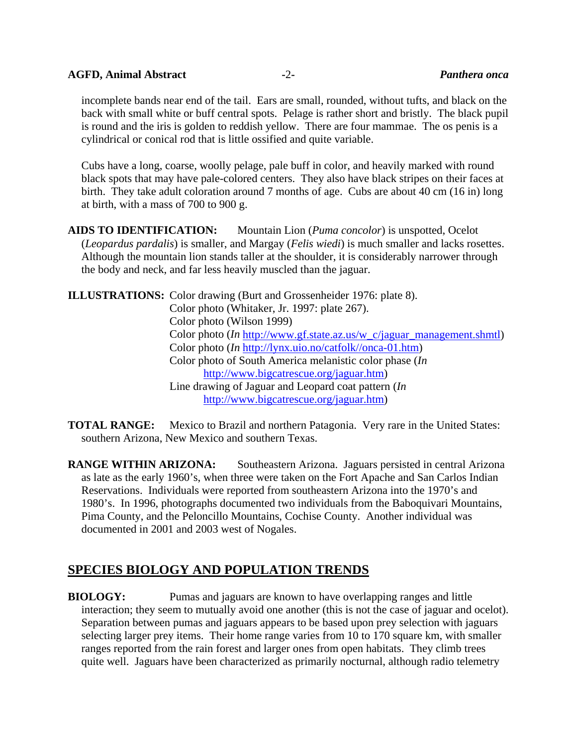incomplete bands near end of the tail. Ears are small, rounded, without tufts, and black on the back with small white or buff central spots. Pelage is rather short and bristly. The black pupil is round and the iris is golden to reddish yellow. There are four mammae. The os penis is a cylindrical or conical rod that is little ossified and quite variable.

Cubs have a long, coarse, woolly pelage, pale buff in color, and heavily marked with round black spots that may have pale-colored centers. They also have black stripes on their faces at birth. They take adult coloration around 7 months of age. Cubs are about 40 cm (16 in) long at birth, with a mass of 700 to 900 g.

**AIDS TO IDENTIFICATION:** Mountain Lion (*Puma concolor*) is unspotted, Ocelot (*Leopardus pardalis*) is smaller, and Margay (*Felis wiedi*) is much smaller and lacks rosettes. Although the mountain lion stands taller at the shoulder, it is considerably narrower through the body and neck, and far less heavily muscled than the jaguar.

**ILLUSTRATIONS:** Color drawing (Burt and Grossenheider 1976: plate 8).
Color photo (Whitaker, Jr. 1997: plate 267).
Color photo (Wilson 1999)
Color photo (*In* http://www.gf.state.az.us/w_c/jaguar_management.shmtl)
Color photo (*In* http://lynx.uio.no/catfolk//onca-01.htm)
Color photo of South America melanistic color phase (*In* http://www.bigcatrescue.org/jaguar.htm)
Line drawing of Jaguar and Leopard coat pattern (*In* http://www.bigcatrescue.org/jaguar.htm)

**TOTAL RANGE:** Mexico to Brazil and northern Patagonia. Very rare in the United States: southern Arizona, New Mexico and southern Texas.

**RANGE WITHIN ARIZONA:** Southeastern Arizona. Jaguars persisted in central Arizona as late as the early 1960's, when three were taken on the Fort Apache and San Carlos Indian Reservations. Individuals were reported from southeastern Arizona into the 1970's and 1980's. In 1996, photographs documented two individuals from the Baboquivari Mountains, Pima County, and the Peloncillo Mountains, Cochise County. Another individual was documented in 2001 and 2003 west of Nogales.

## SPECIES BIOLOGY AND POPULATION TRENDS

**BIOLOGY:** Pumas and jaguars are known to have overlapping ranges and little interaction; they seem to mutually avoid one another (this is not the case of jaguar and ocelot). Separation between pumas and jaguars appears to be based upon prey selection with jaguars selecting larger prey items. Their home range varies from 10 to 170 square km, with smaller ranges reported from the rain forest and larger ones from open habitats. They climb trees quite well. Jaguars have been characterized as primarily nocturnal, although radio telemetry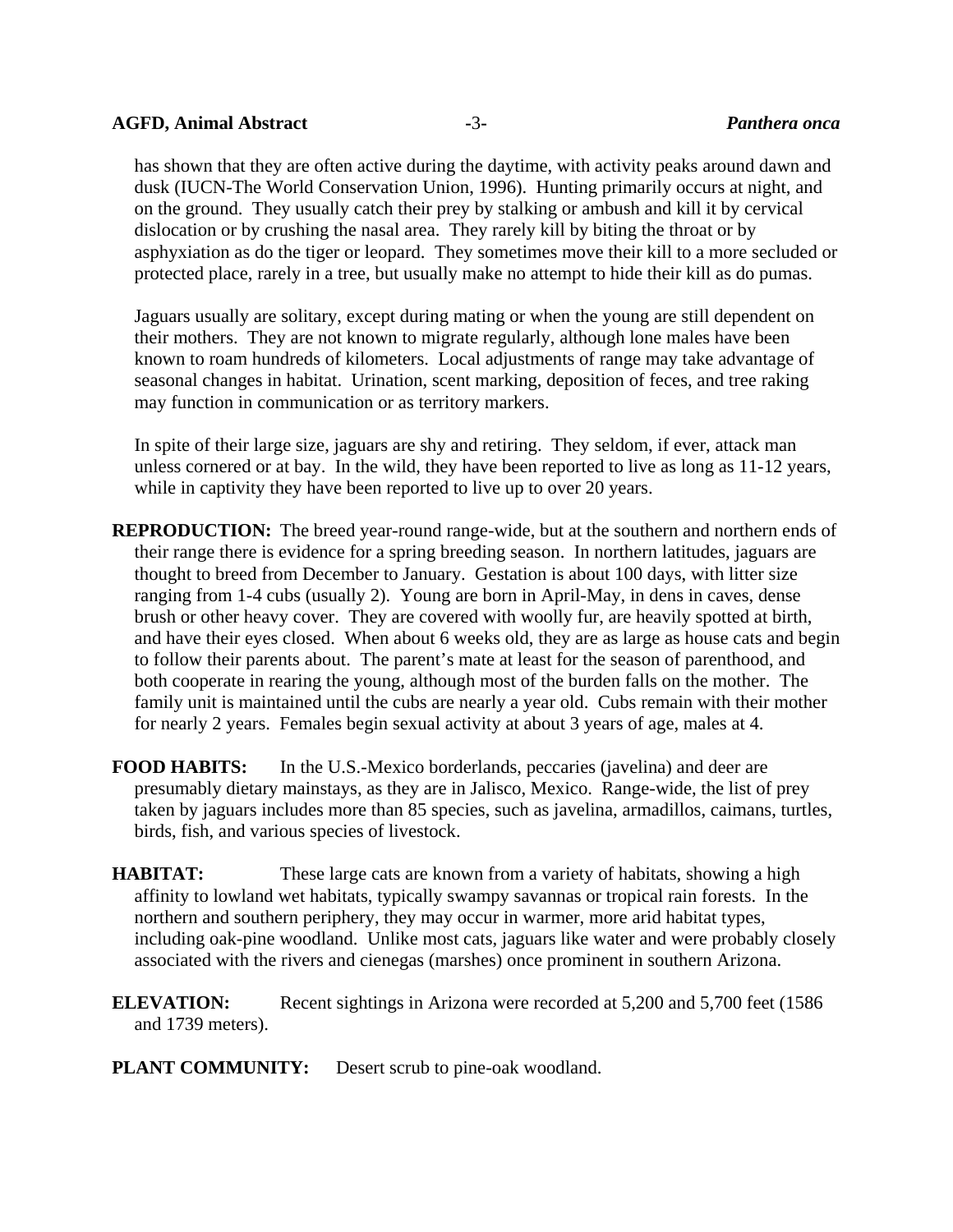has shown that they are often active during the daytime, with activity peaks around dawn and dusk (IUCN-The World Conservation Union, 1996). Hunting primarily occurs at night, and on the ground. They usually catch their prey by stalking or ambush and kill it by cervical dislocation or by crushing the nasal area. They rarely kill by biting the throat or by asphyxiation as do the tiger or leopard. They sometimes move their kill to a more secluded or protected place, rarely in a tree, but usually make no attempt to hide their kill as do pumas.

Jaguars usually are solitary, except during mating or when the young are still dependent on their mothers. They are not known to migrate regularly, although lone males have been known to roam hundreds of kilometers. Local adjustments of range may take advantage of seasonal changes in habitat. Urination, scent marking, deposition of feces, and tree raking may function in communication or as territory markers.

In spite of their large size, jaguars are shy and retiring. They seldom, if ever, attack man unless cornered or at bay. In the wild, they have been reported to live as long as 11-12 years, while in captivity they have been reported to live up to over 20 years.

**REPRODUCTION:** The breed year-round range-wide, but at the southern and northern ends of their range there is evidence for a spring breeding season. In northern latitudes, jaguars are thought to breed from December to January. Gestation is about 100 days, with litter size ranging from 1-4 cubs (usually 2). Young are born in April-May, in dens in caves, dense brush or other heavy cover. They are covered with woolly fur, are heavily spotted at birth, and have their eyes closed. When about 6 weeks old, they are as large as house cats and begin to follow their parents about. The parent's mate at least for the season of parenthood, and both cooperate in rearing the young, although most of the burden falls on the mother. The family unit is maintained until the cubs are nearly a year old. Cubs remain with their mother for nearly 2 years. Females begin sexual activity at about 3 years of age, males at 4.

**FOOD HABITS:** In the U.S.-Mexico borderlands, peccaries (javelina) and deer are presumably dietary mainstays, as they are in Jalisco, Mexico. Range-wide, the list of prey taken by jaguars includes more than 85 species, such as javelina, armadillos, caimans, turtles, birds, fish, and various species of livestock.

**HABITAT:** These large cats are known from a variety of habitats, showing a high affinity to lowland wet habitats, typically swampy savannas or tropical rain forests. In the northern and southern periphery, they may occur in warmer, more arid habitat types, including oak-pine woodland. Unlike most cats, jaguars like water and were probably closely associated with the rivers and cienegas (marshes) once prominent in southern Arizona.

**ELEVATION:** Recent sightings in Arizona were recorded at 5,200 and 5,700 feet (1586 and 1739 meters).

**PLANT COMMUNITY:** Desert scrub to pine-oak woodland.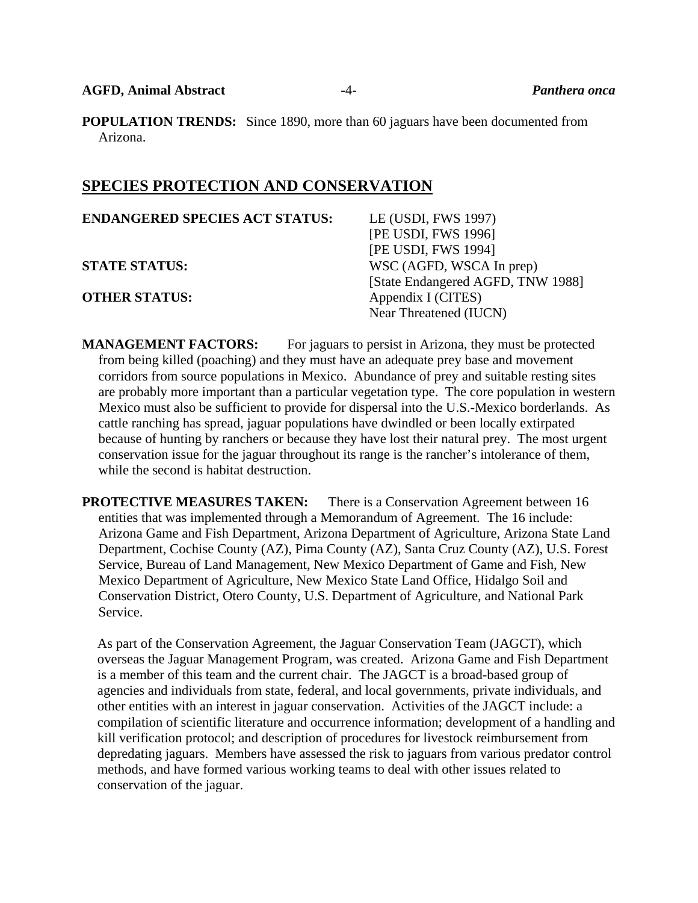**POPULATION TRENDS:** Since 1890, more than 60 jaguars have been documented from Arizona.

## SPECIES PROTECTION AND CONSERVATION

**ENDANGERED SPECIES ACT STATUS:** LE (USDI, FWS 1997)
[PE USDI, FWS 1996]
[PE USDI, FWS 1994]

**STATE STATUS:** WSC (AGFD, WSCA In prep)
[State Endangered AGFD, TNW 1988]

**OTHER STATUS:** Appendix I (CITES)
Near Threatened (IUCN)

**MANAGEMENT FACTORS:** For jaguars to persist in Arizona, they must be protected from being killed (poaching) and they must have an adequate prey base and movement corridors from source populations in Mexico. Abundance of prey and suitable resting sites are probably more important than a particular vegetation type. The core population in western Mexico must also be sufficient to provide for dispersal into the U.S.-Mexico borderlands. As cattle ranching has spread, jaguar populations have dwindled or been locally extirpated because of hunting by ranchers or because they have lost their natural prey. The most urgent conservation issue for the jaguar throughout its range is the rancher's intolerance of them, while the second is habitat destruction.

**PROTECTIVE MEASURES TAKEN:** There is a Conservation Agreement between 16 entities that was implemented through a Memorandum of Agreement. The 16 include: Arizona Game and Fish Department, Arizona Department of Agriculture, Arizona State Land Department, Cochise County (AZ), Pima County (AZ), Santa Cruz County (AZ), U.S. Forest Service, Bureau of Land Management, New Mexico Department of Game and Fish, New Mexico Department of Agriculture, New Mexico State Land Office, Hidalgo Soil and Conservation District, Otero County, U.S. Department of Agriculture, and National Park Service.

As part of the Conservation Agreement, the Jaguar Conservation Team (JAGCT), which overseas the Jaguar Management Program, was created. Arizona Game and Fish Department is a member of this team and the current chair. The JAGCT is a broad-based group of agencies and individuals from state, federal, and local governments, private individuals, and other entities with an interest in jaguar conservation. Activities of the JAGCT include: a compilation of scientific literature and occurrence information; development of a handling and kill verification protocol; and description of procedures for livestock reimbursement from depredating jaguars. Members have assessed the risk to jaguars from various predator control methods, and have formed various working teams to deal with other issues related to conservation of the jaguar.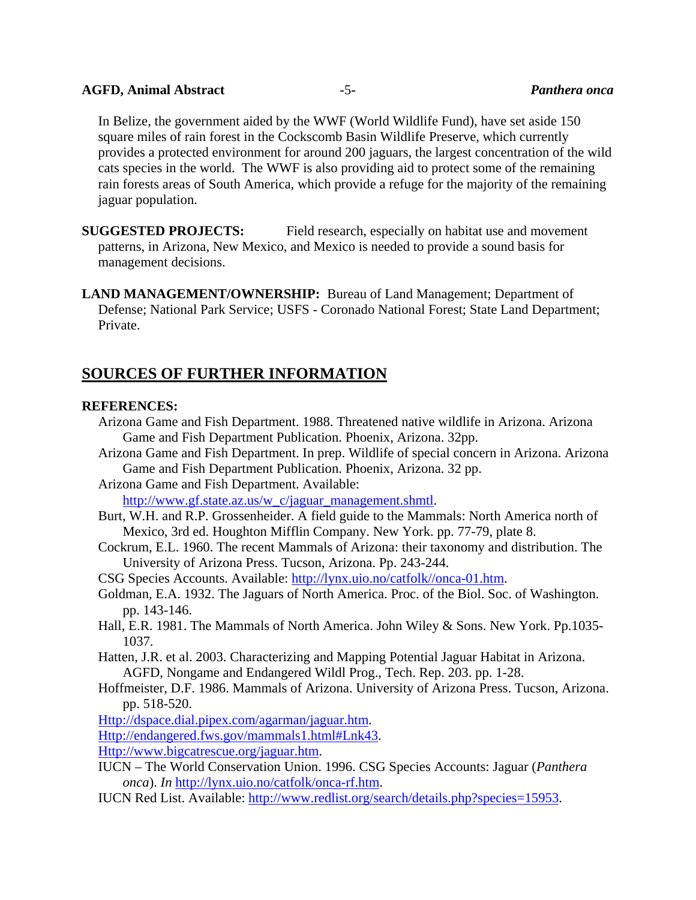In Belize, the government aided by the WWF (World Wildlife Fund), have set aside 150 square miles of rain forest in the Cockscomb Basin Wildlife Preserve, which currently provides a protected environment for around 200 jaguars, the largest concentration of the wild cats species in the world. The WWF is also providing aid to protect some of the remaining rain forests areas of South America, which provide a refuge for the majority of the remaining jaguar population.

**SUGGESTED PROJECTS:** Field research, especially on habitat use and movement patterns, in Arizona, New Mexico, and Mexico is needed to provide a sound basis for management decisions.

**LAND MANAGEMENT/OWNERSHIP:** Bureau of Land Management; Department of Defense; National Park Service; USFS - Coronado National Forest; State Land Department; Private.

## SOURCES OF FURTHER INFORMATION

**REFERENCES:**

Arizona Game and Fish Department. 1988. Threatened native wildlife in Arizona. Arizona Game and Fish Department Publication. Phoenix, Arizona. 32pp.

Arizona Game and Fish Department. In prep. Wildlife of special concern in Arizona. Arizona Game and Fish Department Publication. Phoenix, Arizona. 32 pp.

Arizona Game and Fish Department. Available: http://www.gf.state.az.us/w_c/jaguar_management.shmtl.

Burt, W.H. and R.P. Grossenheider. A field guide to the Mammals: North America north of Mexico, 3rd ed. Houghton Mifflin Company. New York. pp. 77-79, plate 8.

Cockrum, E.L. 1960. The recent Mammals of Arizona: their taxonomy and distribution. The University of Arizona Press. Tucson, Arizona. Pp. 243-244.

CSG Species Accounts. Available: http://lynx.uio.no/catfolk//onca-01.htm.

Goldman, E.A. 1932. The Jaguars of North America. Proc. of the Biol. Soc. of Washington. pp. 143-146.

Hall, E.R. 1981. The Mammals of North America. John Wiley & Sons. New York. Pp.1035-1037.

Hatten, J.R. et al. 2003. Characterizing and Mapping Potential Jaguar Habitat in Arizona. AGFD, Nongame and Endangered Wildl Prog., Tech. Rep. 203. pp. 1-28.

Hoffmeister, D.F. 1986. Mammals of Arizona. University of Arizona Press. Tucson, Arizona. pp. 518-520.

Http://dspace.dial.pipex.com/agarman/jaguar.htm.

Http://endangered.fws.gov/mammals1.html#Lnk43.

Http://www.bigcatrescue.org/jaguar.htm.

IUCN – The World Conservation Union. 1996. CSG Species Accounts: Jaguar (*Panthera onca*). *In* http://lynx.uio.no/catfolk/onca-rf.htm.

IUCN Red List. Available: http://www.redlist.org/search/details.php?species=15953.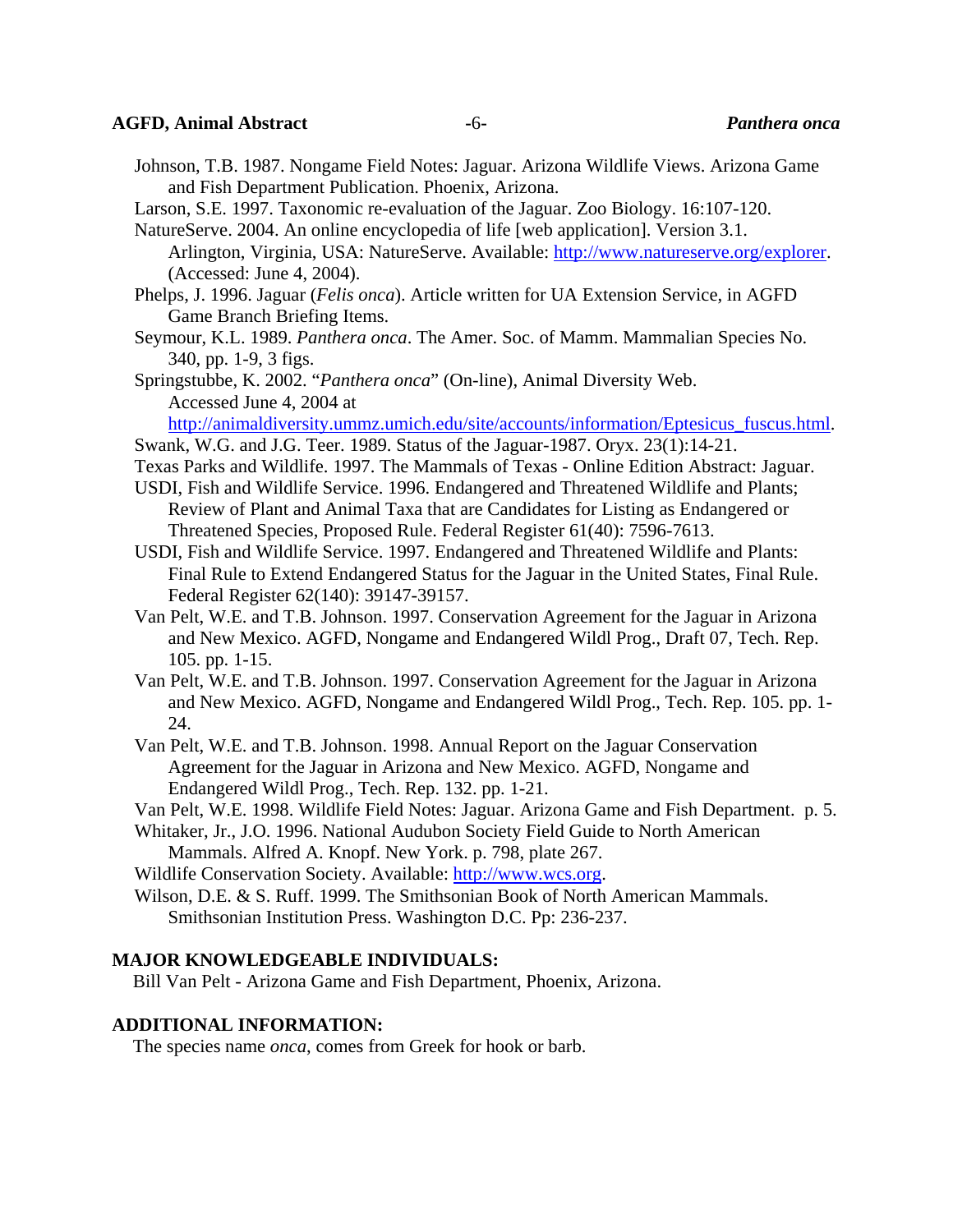Johnson, T.B. 1987. Nongame Field Notes: Jaguar. Arizona Wildlife Views. Arizona Game and Fish Department Publication. Phoenix, Arizona.

Larson, S.E. 1997. Taxonomic re-evaluation of the Jaguar. Zoo Biology. 16:107-120.

NatureServe. 2004. An online encyclopedia of life [web application]. Version 3.1. Arlington, Virginia, USA: NatureServe. Available: http://www.natureserve.org/explorer. (Accessed: June 4, 2004).

Phelps, J. 1996. Jaguar (*Felis onca*). Article written for UA Extension Service, in AGFD Game Branch Briefing Items.

Seymour, K.L. 1989. *Panthera onca*. The Amer. Soc. of Mamm. Mammalian Species No. 340, pp. 1-9, 3 figs.

Springstubbe, K. 2002. "*Panthera onca*" (On-line), Animal Diversity Web. Accessed June 4, 2004 at http://animaldiversity.ummz.umich.edu/site/accounts/information/Eptesicus_fuscus.html.

Swank, W.G. and J.G. Teer. 1989. Status of the Jaguar-1987. Oryx. 23(1):14-21.

Texas Parks and Wildlife. 1997. The Mammals of Texas - Online Edition Abstract: Jaguar.

USDI, Fish and Wildlife Service. 1996. Endangered and Threatened Wildlife and Plants; Review of Plant and Animal Taxa that are Candidates for Listing as Endangered or Threatened Species, Proposed Rule. Federal Register 61(40): 7596-7613.

USDI, Fish and Wildlife Service. 1997. Endangered and Threatened Wildlife and Plants: Final Rule to Extend Endangered Status for the Jaguar in the United States, Final Rule. Federal Register 62(140): 39147-39157.

Van Pelt, W.E. and T.B. Johnson. 1997. Conservation Agreement for the Jaguar in Arizona and New Mexico. AGFD, Nongame and Endangered Wildl Prog., Draft 07, Tech. Rep. 105. pp. 1-15.

Van Pelt, W.E. and T.B. Johnson. 1997. Conservation Agreement for the Jaguar in Arizona and New Mexico. AGFD, Nongame and Endangered Wildl Prog., Tech. Rep. 105. pp. 1-24.

Van Pelt, W.E. and T.B. Johnson. 1998. Annual Report on the Jaguar Conservation Agreement for the Jaguar in Arizona and New Mexico. AGFD, Nongame and Endangered Wildl Prog., Tech. Rep. 132. pp. 1-21.

Van Pelt, W.E. 1998. Wildlife Field Notes: Jaguar. Arizona Game and Fish Department. p. 5.

Whitaker, Jr., J.O. 1996. National Audubon Society Field Guide to North American Mammals. Alfred A. Knopf. New York. p. 798, plate 267.

Wildlife Conservation Society. Available: http://www.wcs.org.

Wilson, D.E. & S. Ruff. 1999. The Smithsonian Book of North American Mammals. Smithsonian Institution Press. Washington D.C. Pp: 236-237.

## MAJOR KNOWLEDGEABLE INDIVIDUALS:

Bill Van Pelt - Arizona Game and Fish Department, Phoenix, Arizona.

## ADDITIONAL INFORMATION:

The species name *onca*, comes from Greek for hook or barb.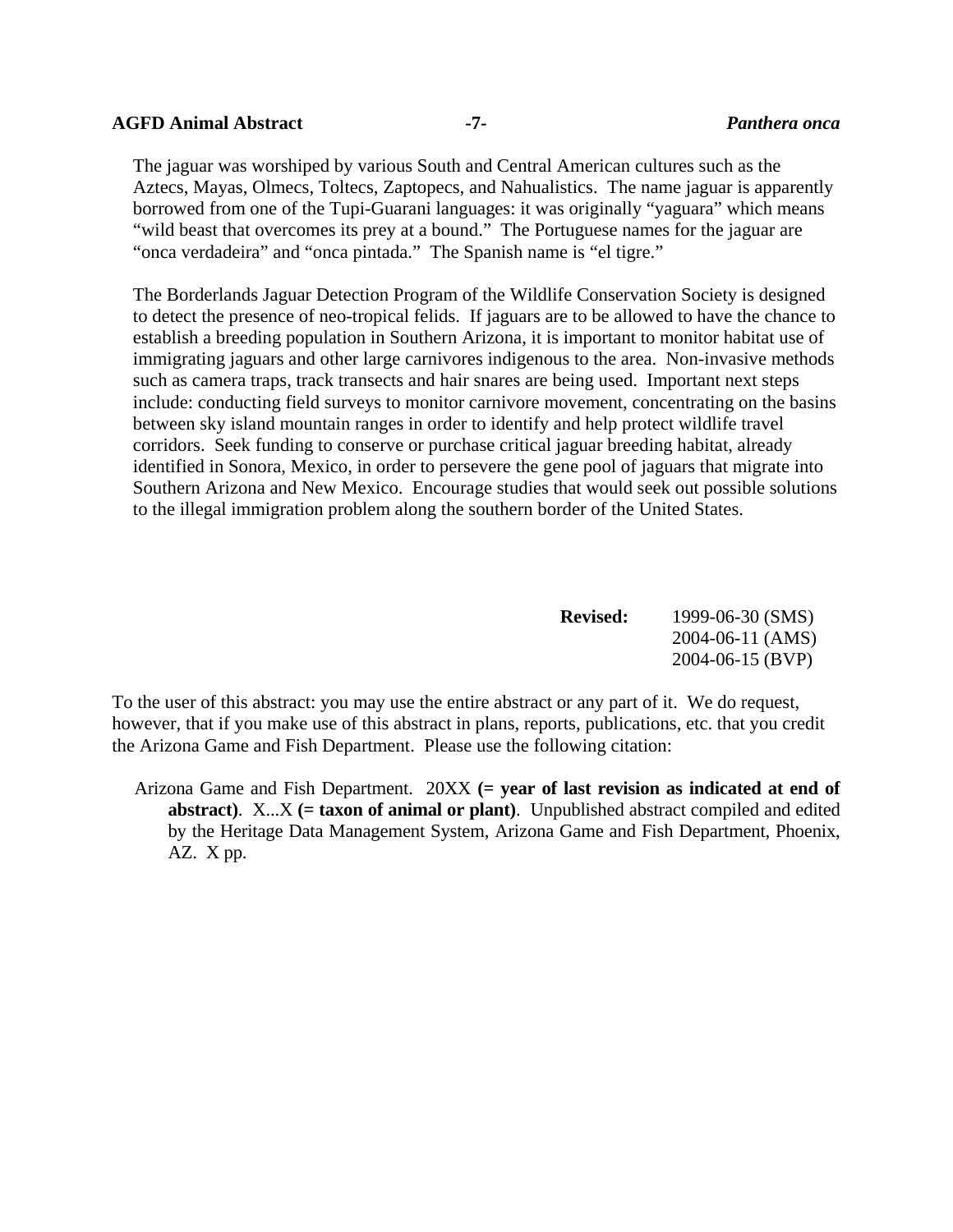The jaguar was worshiped by various South and Central American cultures such as the Aztecs, Mayas, Olmecs, Toltecs, Zaptopecs, and Nahualistics. The name jaguar is apparently borrowed from one of the Tupi-Guarani languages: it was originally "yaguara" which means "wild beast that overcomes its prey at a bound." The Portuguese names for the jaguar are "onca verdadeira" and "onca pintada." The Spanish name is "el tigre."

The Borderlands Jaguar Detection Program of the Wildlife Conservation Society is designed to detect the presence of neo-tropical felids. If jaguars are to be allowed to have the chance to establish a breeding population in Southern Arizona, it is important to monitor habitat use of immigrating jaguars and other large carnivores indigenous to the area. Non-invasive methods such as camera traps, track transects and hair snares are being used. Important next steps include: conducting field surveys to monitor carnivore movement, concentrating on the basins between sky island mountain ranges in order to identify and help protect wildlife travel corridors. Seek funding to conserve or purchase critical jaguar breeding habitat, already identified in Sonora, Mexico, in order to persevere the gene pool of jaguars that migrate into Southern Arizona and New Mexico. Encourage studies that would seek out possible solutions to the illegal immigration problem along the southern border of the United States.

**Revised:** 1999-06-30 (SMS)
2004-06-11 (AMS)
2004-06-15 (BVP)

To the user of this abstract: you may use the entire abstract or any part of it. We do request, however, that if you make use of this abstract in plans, reports, publications, etc. that you credit the Arizona Game and Fish Department. Please use the following citation:

Arizona Game and Fish Department. 20XX **(= year of last revision as indicated at end of abstract)**. X...X **(= taxon of animal or plant)**. Unpublished abstract compiled and edited by the Heritage Data Management System, Arizona Game and Fish Department, Phoenix, AZ. X pp.